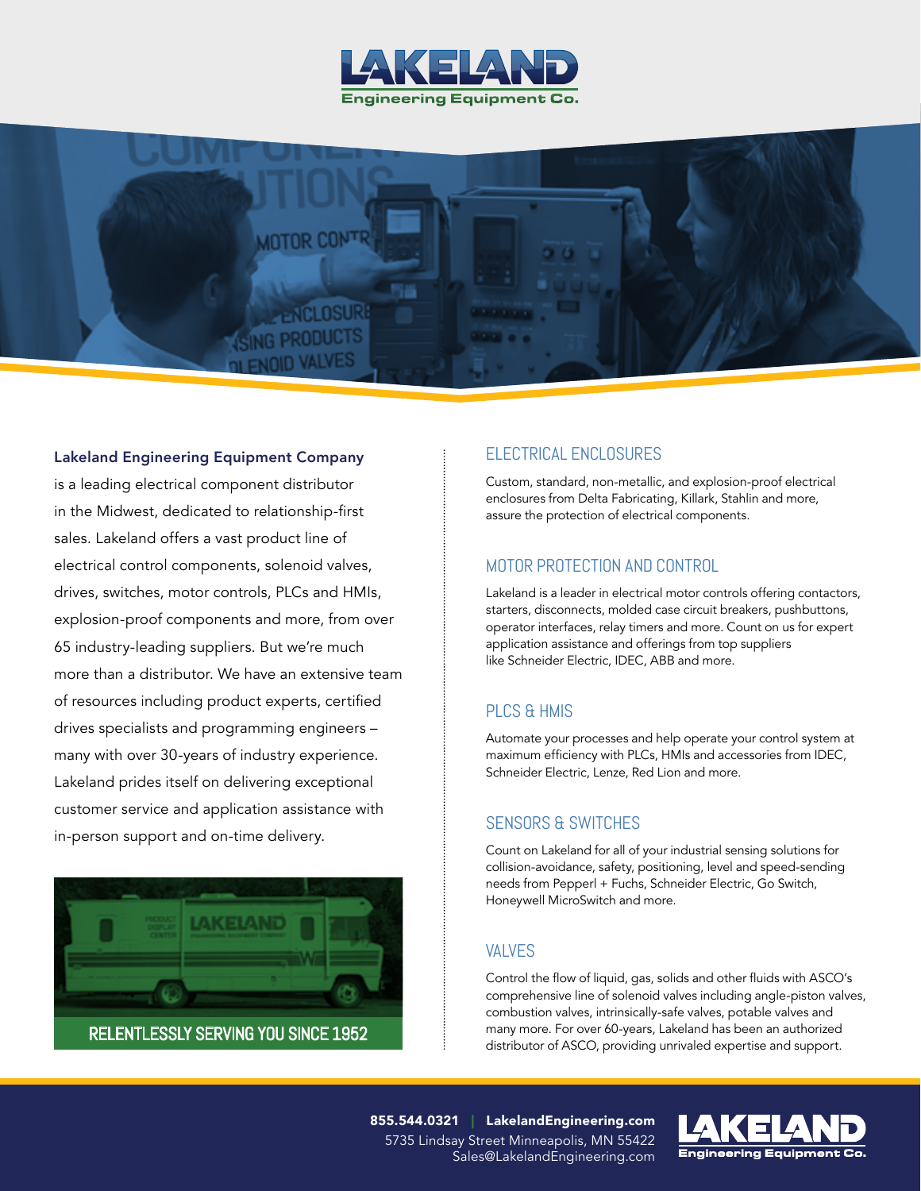# LAKELAND Engineering Equipment Co.

**Lakeland Engineering Equipment Company** is a leading electrical component distributor in the Midwest, dedicated to relationship-first sales. Lakeland offers a vast product line of electrical control components, solenoid valves, drives, switches, motor controls, PLCs and HMIs, explosion-proof components and more, from over 65 industry-leading suppliers. But we're much more than a distributor. We have an extensive team of resources including product experts, certified drives specialists and programming engineers – many with over 30-years of industry experience. Lakeland prides itself on delivering exceptional customer service and application assistance with in-person support and on-time delivery.

RELENTLESSLY SERVING YOU SINCE 1952

## ELECTRICAL ENCLOSURES

Custom, standard, non-metallic, and explosion-proof electrical enclosures from Delta Fabricating, Killark, Stahlin and more, assure the protection of electrical components.

## MOTOR PROTECTION AND CONTROL

Lakeland is a leader in electrical motor controls offering contactors, starters, disconnects, molded case circuit breakers, pushbuttons, operator interfaces, relay timers and more. Count on us for expert application assistance and offerings from top suppliers like Schneider Electric, IDEC, ABB and more.

## PLCS & HMIS

Automate your processes and help operate your control system at maximum efficiency with PLCs, HMIs and accessories from IDEC, Schneider Electric, Lenze, Red Lion and more.

## SENSORS & SWITCHES

Count on Lakeland for all of your industrial sensing solutions for collision-avoidance, safety, positioning, level and speed-sending needs from Pepperl + Fuchs, Schneider Electric, Go Switch, Honeywell MicroSwitch and more.

## VALVES

Control the flow of liquid, gas, solids and other fluids with ASCO's comprehensive line of solenoid valves including angle-piston valves, combustion valves, intrinsically-safe valves, potable valves and many more. For over 60-years, Lakeland has been an authorized distributor of ASCO, providing unrivaled expertise and support.

**855.544.0321** | **LakelandEngineering.com**
5735 Lindsay Street Minneapolis, MN 55422
Sales@LakelandEngineering.com

LAKELAND Engineering Equipment Co.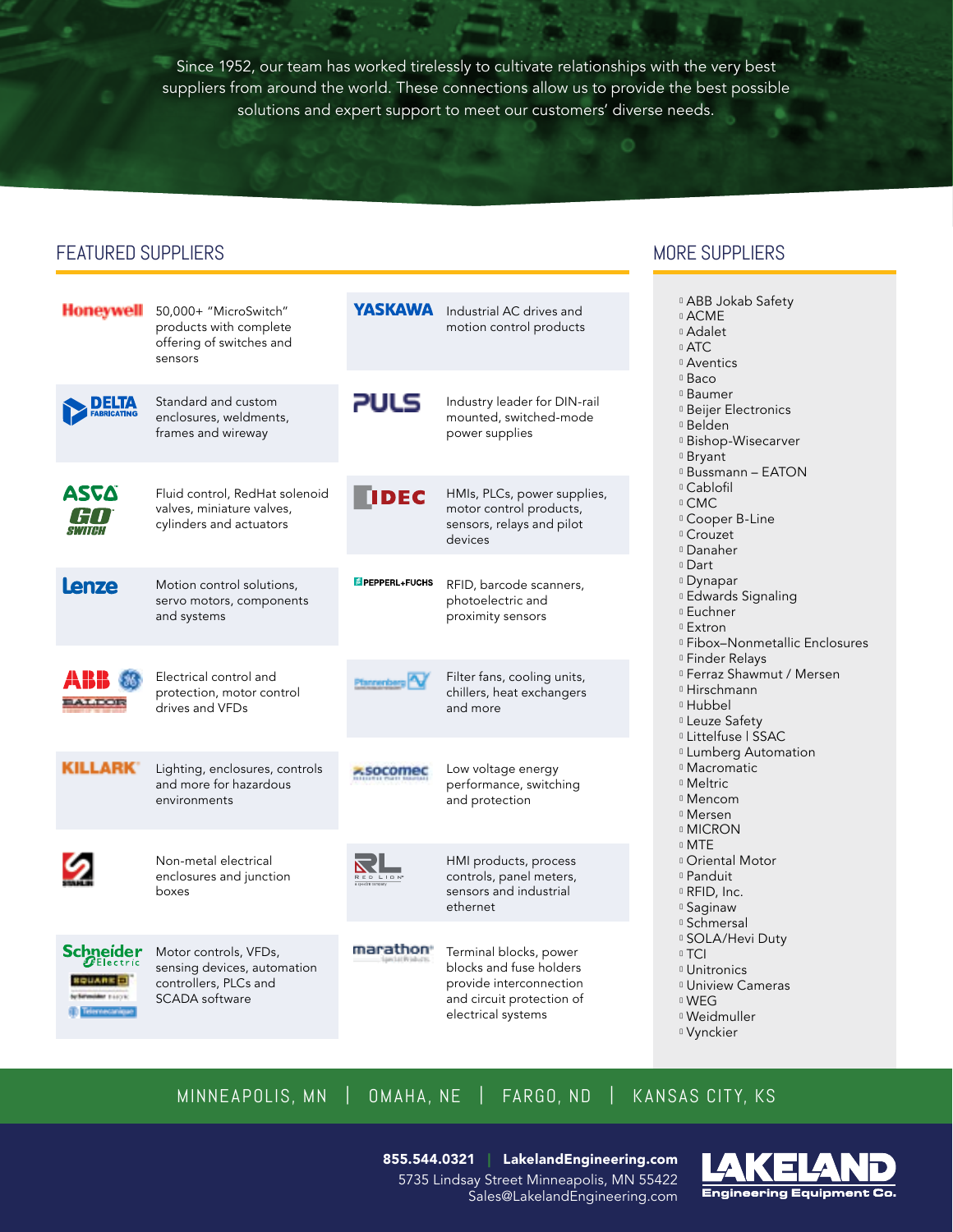Since 1952, our team has worked tirelessly to cultivate relationships with the very best suppliers from around the world. These connections allow us to provide the best possible solutions and expert support to meet our customers' diverse needs.

## FEATURED SUPPLIERS

| | | | |
|---|---|---|---|
| Honeywell | 50,000+ "MicroSwitch" products with complete offering of switches and sensors | YASKAWA | Industrial AC drives and motion control products |
| DELTA FABRICATING | Standard and custom enclosures, weldments, frames and wireway | PULS | Industry leader for DIN-rail mounted, switched-mode power supplies |
| ASCO / GO SWITCH | Fluid control, RedHat solenoid valves, miniature valves, cylinders and actuators | IDEC | HMIs, PLCs, power supplies, motor control products, sensors, relays and pilot devices |
| Lenze | Motion control solutions, servo motors, components and systems | PEPPERL+FUCHS | RFID, barcode scanners, photoelectric and proximity sensors |
| ABB / GE / BALDOR | Electrical control and protection, motor control drives and VFDs | Pfannenberg | Filter fans, cooling units, chillers, heat exchangers and more |
| KILLARK | Lighting, enclosures, controls and more for hazardous environments | socomec | Low voltage energy performance, switching and protection |
| | Non-metal electrical enclosures and junction boxes | RED LION | HMI products, process controls, panel meters, sensors and industrial ethernet |
| Schneider Electric / SQUARE D / Telemecanique | Motor controls, VFDs, sensing devices, automation controllers, PLCs and SCADA software | marathon | Terminal blocks, power blocks and fuse holders provide interconnection and circuit protection of electrical systems |

## MORE SUPPLIERS

- ABB Jokab Safety
- ACME
- Adalet
- ATC
- Aventics
- Baco
- Baumer
- Beijer Electronics
- Belden
- Bishop-Wisecarver
- Bryant
- Bussmann – EATON
- Cablofil
- CMC
- Cooper B-Line
- Crouzet
- Danaher
- Dart
- Dynapar
- Edwards Signaling
- Euchner
- Extron
- Fibox–Nonmetallic Enclosures
- Finder Relays
- Ferraz Shawmut / Mersen
- Hirschmann
- Hubbel
- Leuze Safety
- Littelfuse I SSAC
- Lumberg Automation
- Macromatic
- Meltric
- Mencom
- Mersen
- MICRON
- MTE
- Oriental Motor
- Panduit
- RFID, Inc.
- Saginaw
- Schmersal
- SOLA/Hevi Duty
- TCI
- Unitronics
- Uniview Cameras
- WEG
- Weidmuller
- Vynckier

MINNEAPOLIS, MN | OMAHA, NE | FARGO, ND | KANSAS CITY, KS

**855.544.0321** | **LakelandEngineering.com**
5735 Lindsay Street Minneapolis, MN 55422
Sales@LakelandEngineering.com

LAKELAND Engineering Equipment Co.